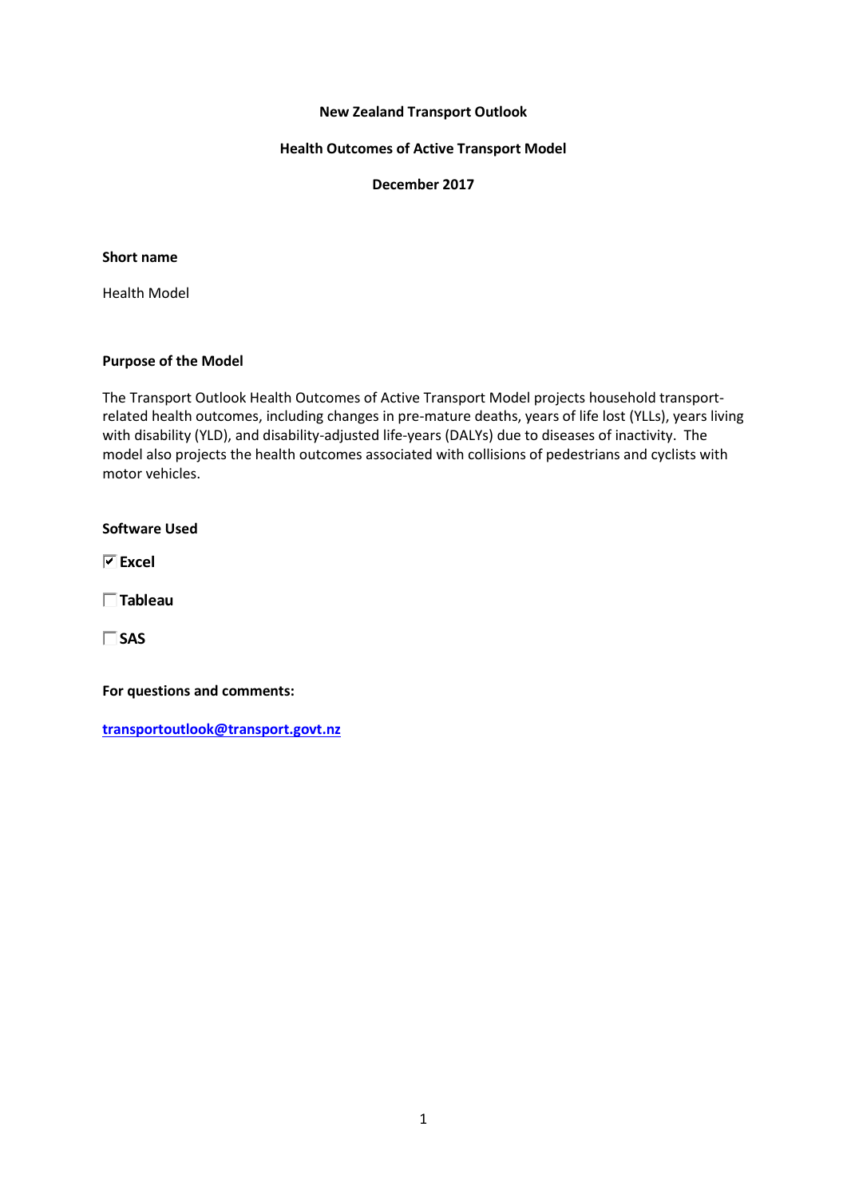**New Zealand Transport Outlook**

**Health Outcomes of Active Transport Model**

**December 2017**

**Short name**

Health Model

**Purpose of the Model**

The Transport Outlook Health Outcomes of Active Transport Model projects household transport-related health outcomes, including changes in pre-mature deaths, years of life lost (YLLs), years living with disability (YLD), and disability-adjusted life-years (DALYs) due to diseases of inactivity. The model also projects the health outcomes associated with collisions of pedestrians and cyclists with motor vehicles.

**Software Used**

- [x] **Excel**
- [ ] **Tableau**
- [ ] **SAS**

**For questions and comments:**

**transportoutlook@transport.govt.nz**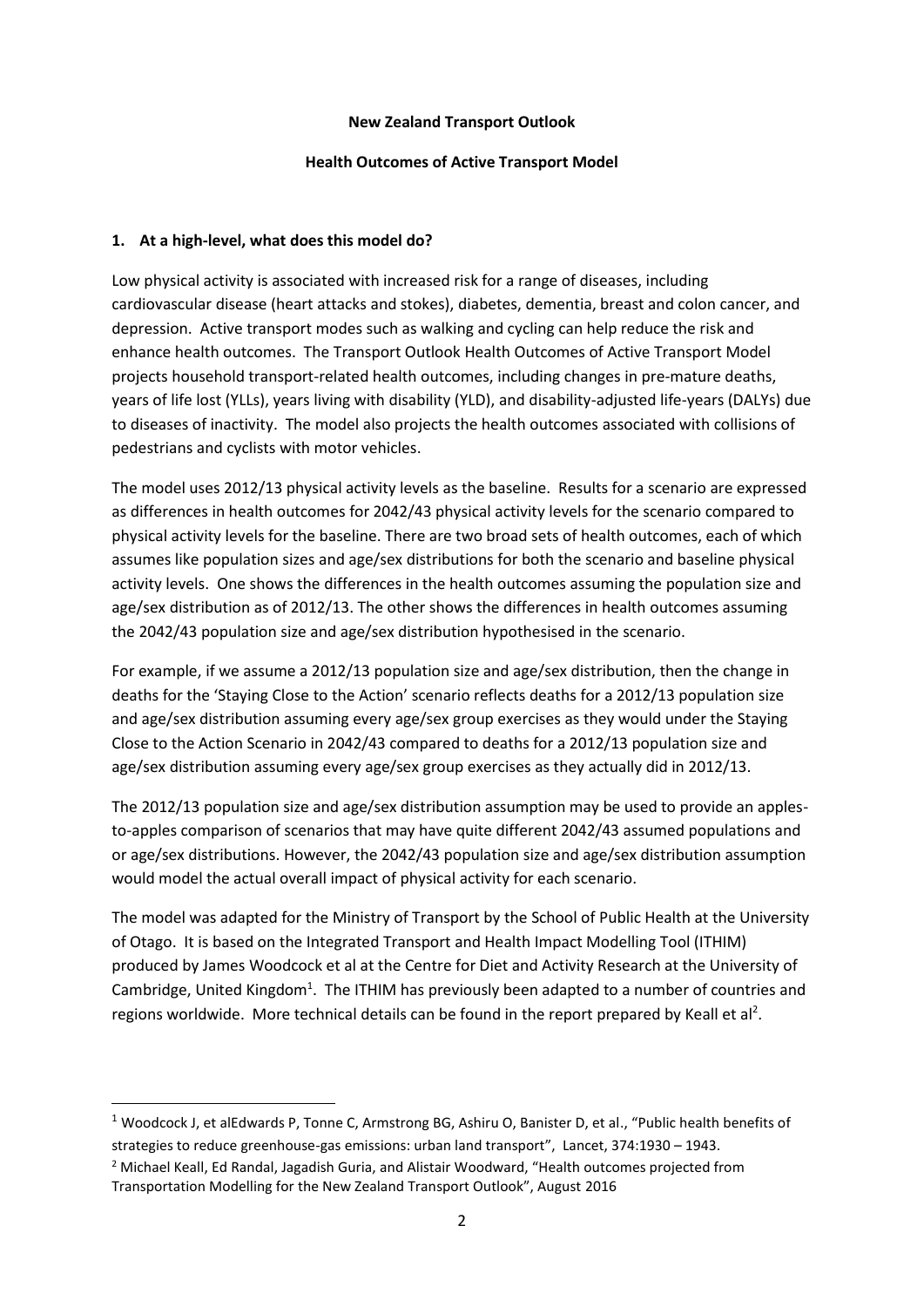**New Zealand Transport Outlook**

**Health Outcomes of Active Transport Model**

## 1. At a high-level, what does this model do?

Low physical activity is associated with increased risk for a range of diseases, including cardiovascular disease (heart attacks and stokes), diabetes, dementia, breast and colon cancer, and depression. Active transport modes such as walking and cycling can help reduce the risk and enhance health outcomes. The Transport Outlook Health Outcomes of Active Transport Model projects household transport-related health outcomes, including changes in pre-mature deaths, years of life lost (YLLs), years living with disability (YLD), and disability-adjusted life-years (DALYs) due to diseases of inactivity. The model also projects the health outcomes associated with collisions of pedestrians and cyclists with motor vehicles.

The model uses 2012/13 physical activity levels as the baseline. Results for a scenario are expressed as differences in health outcomes for 2042/43 physical activity levels for the scenario compared to physical activity levels for the baseline. There are two broad sets of health outcomes, each of which assumes like population sizes and age/sex distributions for both the scenario and baseline physical activity levels. One shows the differences in the health outcomes assuming the population size and age/sex distribution as of 2012/13. The other shows the differences in health outcomes assuming the 2042/43 population size and age/sex distribution hypothesised in the scenario.

For example, if we assume a 2012/13 population size and age/sex distribution, then the change in deaths for the 'Staying Close to the Action' scenario reflects deaths for a 2012/13 population size and age/sex distribution assuming every age/sex group exercises as they would under the Staying Close to the Action Scenario in 2042/43 compared to deaths for a 2012/13 population size and age/sex distribution assuming every age/sex group exercises as they actually did in 2012/13.

The 2012/13 population size and age/sex distribution assumption may be used to provide an apples-to-apples comparison of scenarios that may have quite different 2042/43 assumed populations and or age/sex distributions. However, the 2042/43 population size and age/sex distribution assumption would model the actual overall impact of physical activity for each scenario.

The model was adapted for the Ministry of Transport by the School of Public Health at the University of Otago. It is based on the Integrated Transport and Health Impact Modelling Tool (ITHIM) produced by James Woodcock et al at the Centre for Diet and Activity Research at the University of Cambridge, United Kingdom[1]. The ITHIM has previously been adapted to a number of countries and regions worldwide. More technical details can be found in the report prepared by Keall et al[2].

---

[1] Woodcock J, et alEdwards P, Tonne C, Armstrong BG, Ashiru O, Banister D, et al., "Public health benefits of strategies to reduce greenhouse-gas emissions: urban land transport", Lancet, 374:1930 – 1943.

[2] Michael Keall, Ed Randal, Jagadish Guria, and Alistair Woodward, "Health outcomes projected from Transportation Modelling for the New Zealand Transport Outlook", August 2016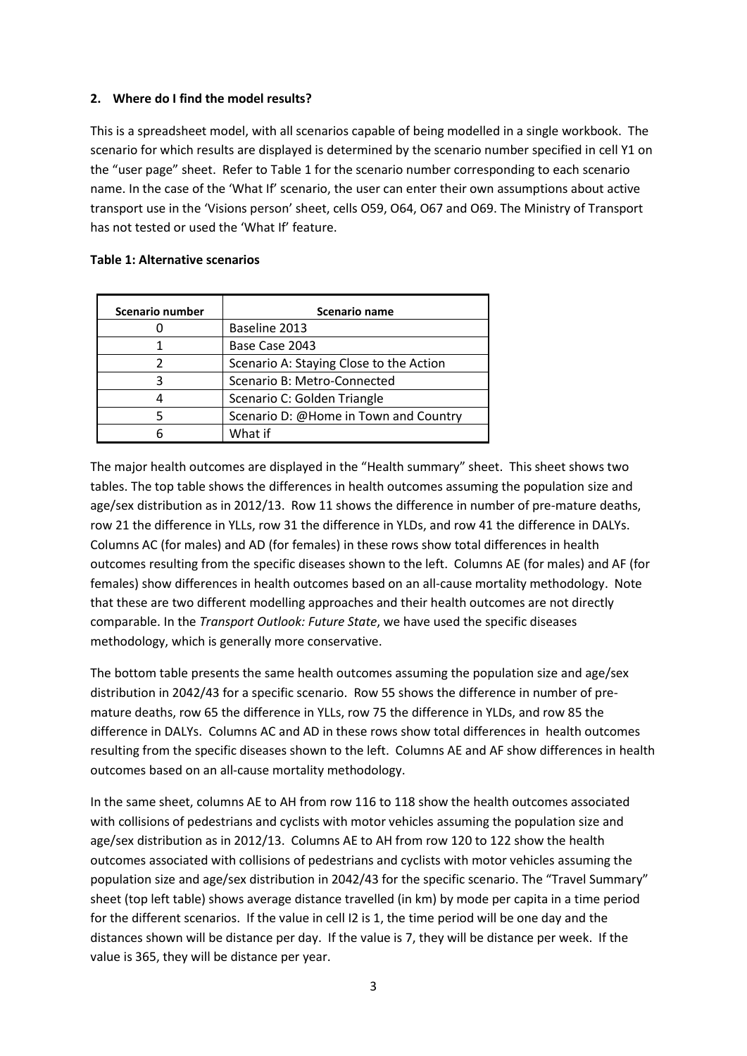**2. Where do I find the model results?**

This is a spreadsheet model, with all scenarios capable of being modelled in a single workbook. The scenario for which results are displayed is determined by the scenario number specified in cell Y1 on the "user page" sheet. Refer to Table 1 for the scenario number corresponding to each scenario name. In the case of the 'What If' scenario, the user can enter their own assumptions about active transport use in the 'Visions person' sheet, cells O59, O64, O67 and O69. The Ministry of Transport has not tested or used the 'What If' feature.

**Table 1: Alternative scenarios**

| Scenario number | Scenario name |
|---|---|
| 0 | Baseline 2013 |
| 1 | Base Case 2043 |
| 2 | Scenario A: Staying Close to the Action |
| 3 | Scenario B: Metro-Connected |
| 4 | Scenario C: Golden Triangle |
| 5 | Scenario D: @Home in Town and Country |
| 6 | What if |

The major health outcomes are displayed in the "Health summary" sheet. This sheet shows two tables. The top table shows the differences in health outcomes assuming the population size and age/sex distribution as in 2012/13. Row 11 shows the difference in number of pre-mature deaths, row 21 the difference in YLLs, row 31 the difference in YLDs, and row 41 the difference in DALYs. Columns AC (for males) and AD (for females) in these rows show total differences in health outcomes resulting from the specific diseases shown to the left. Columns AE (for males) and AF (for females) show differences in health outcomes based on an all-cause mortality methodology. Note that these are two different modelling approaches and their health outcomes are not directly comparable. In the *Transport Outlook: Future State*, we have used the specific diseases methodology, which is generally more conservative.

The bottom table presents the same health outcomes assuming the population size and age/sex distribution in 2042/43 for a specific scenario. Row 55 shows the difference in number of pre-mature deaths, row 65 the difference in YLLs, row 75 the difference in YLDs, and row 85 the difference in DALYs. Columns AC and AD in these rows show total differences in health outcomes resulting from the specific diseases shown to the left. Columns AE and AF show differences in health outcomes based on an all-cause mortality methodology.

In the same sheet, columns AE to AH from row 116 to 118 show the health outcomes associated with collisions of pedestrians and cyclists with motor vehicles assuming the population size and age/sex distribution as in 2012/13. Columns AE to AH from row 120 to 122 show the health outcomes associated with collisions of pedestrians and cyclists with motor vehicles assuming the population size and age/sex distribution in 2042/43 for the specific scenario. The "Travel Summary" sheet (top left table) shows average distance travelled (in km) by mode per capita in a time period for the different scenarios. If the value in cell I2 is 1, the time period will be one day and the distances shown will be distance per day. If the value is 7, they will be distance per week. If the value is 365, they will be distance per year.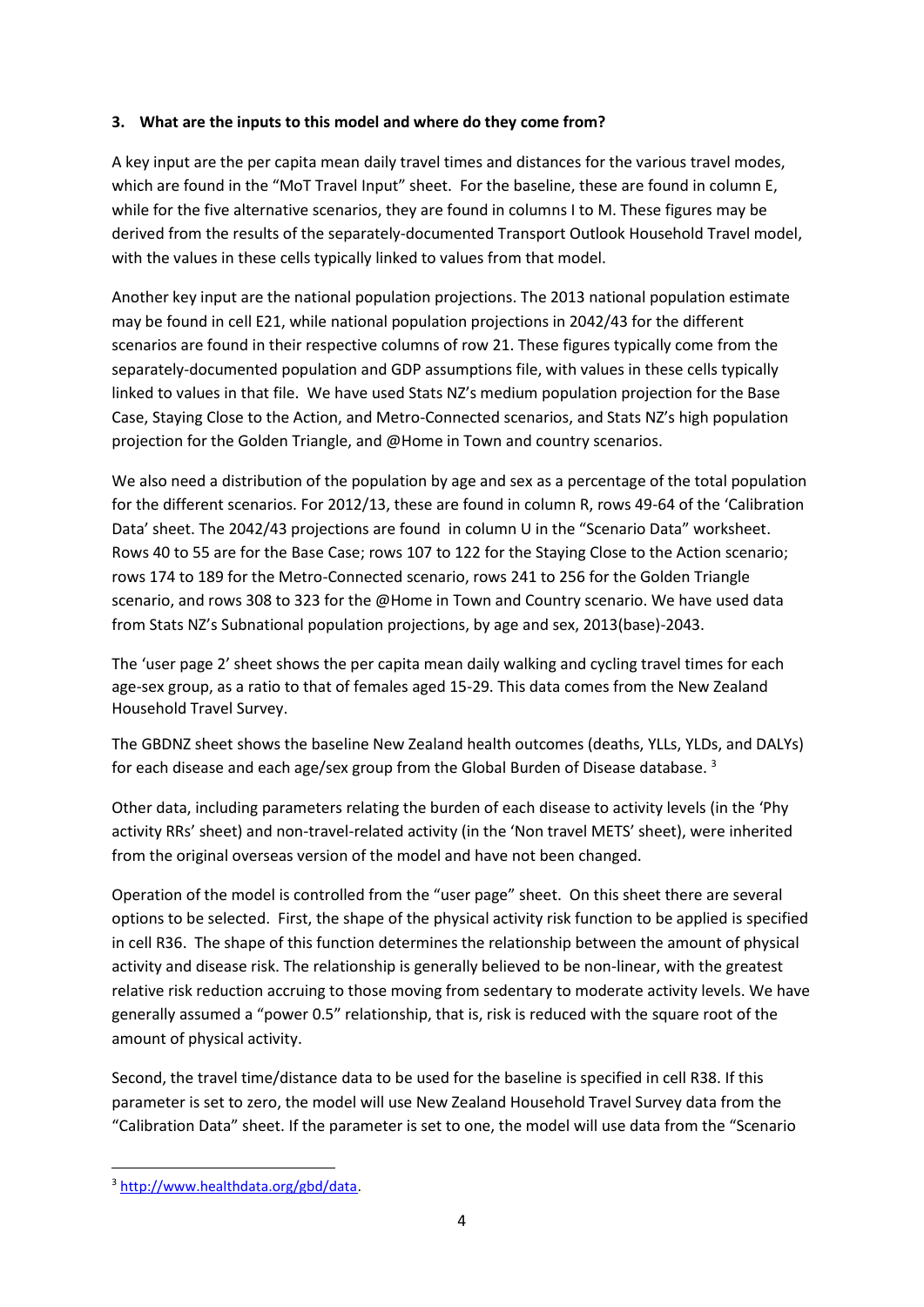### 3. What are the inputs to this model and where do they come from?

A key input are the per capita mean daily travel times and distances for the various travel modes, which are found in the "MoT Travel Input" sheet. For the baseline, these are found in column E, while for the five alternative scenarios, they are found in columns I to M. These figures may be derived from the results of the separately-documented Transport Outlook Household Travel model, with the values in these cells typically linked to values from that model.

Another key input are the national population projections. The 2013 national population estimate may be found in cell E21, while national population projections in 2042/43 for the different scenarios are found in their respective columns of row 21. These figures typically come from the separately-documented population and GDP assumptions file, with values in these cells typically linked to values in that file. We have used Stats NZ's medium population projection for the Base Case, Staying Close to the Action, and Metro-Connected scenarios, and Stats NZ's high population projection for the Golden Triangle, and @Home in Town and country scenarios.

We also need a distribution of the population by age and sex as a percentage of the total population for the different scenarios. For 2012/13, these are found in column R, rows 49-64 of the 'Calibration Data' sheet. The 2042/43 projections are found in column U in the "Scenario Data" worksheet. Rows 40 to 55 are for the Base Case; rows 107 to 122 for the Staying Close to the Action scenario; rows 174 to 189 for the Metro-Connected scenario, rows 241 to 256 for the Golden Triangle scenario, and rows 308 to 323 for the @Home in Town and Country scenario. We have used data from Stats NZ's Subnational population projections, by age and sex, 2013(base)-2043.

The 'user page 2' sheet shows the per capita mean daily walking and cycling travel times for each age-sex group, as a ratio to that of females aged 15-29. This data comes from the New Zealand Household Travel Survey.

The GBDNZ sheet shows the baseline New Zealand health outcomes (deaths, YLLs, YLDs, and DALYs) for each disease and each age/sex group from the Global Burden of Disease database. [3]

Other data, including parameters relating the burden of each disease to activity levels (in the 'Phy activity RRs' sheet) and non-travel-related activity (in the 'Non travel METS' sheet), were inherited from the original overseas version of the model and have not been changed.

Operation of the model is controlled from the "user page" sheet. On this sheet there are several options to be selected. First, the shape of the physical activity risk function to be applied is specified in cell R36. The shape of this function determines the relationship between the amount of physical activity and disease risk. The relationship is generally believed to be non-linear, with the greatest relative risk reduction accruing to those moving from sedentary to moderate activity levels. We have generally assumed a "power 0.5" relationship, that is, risk is reduced with the square root of the amount of physical activity.

Second, the travel time/distance data to be used for the baseline is specified in cell R38. If this parameter is set to zero, the model will use New Zealand Household Travel Survey data from the "Calibration Data" sheet. If the parameter is set to one, the model will use data from the "Scenario

[3] http://www.healthdata.org/gbd/data.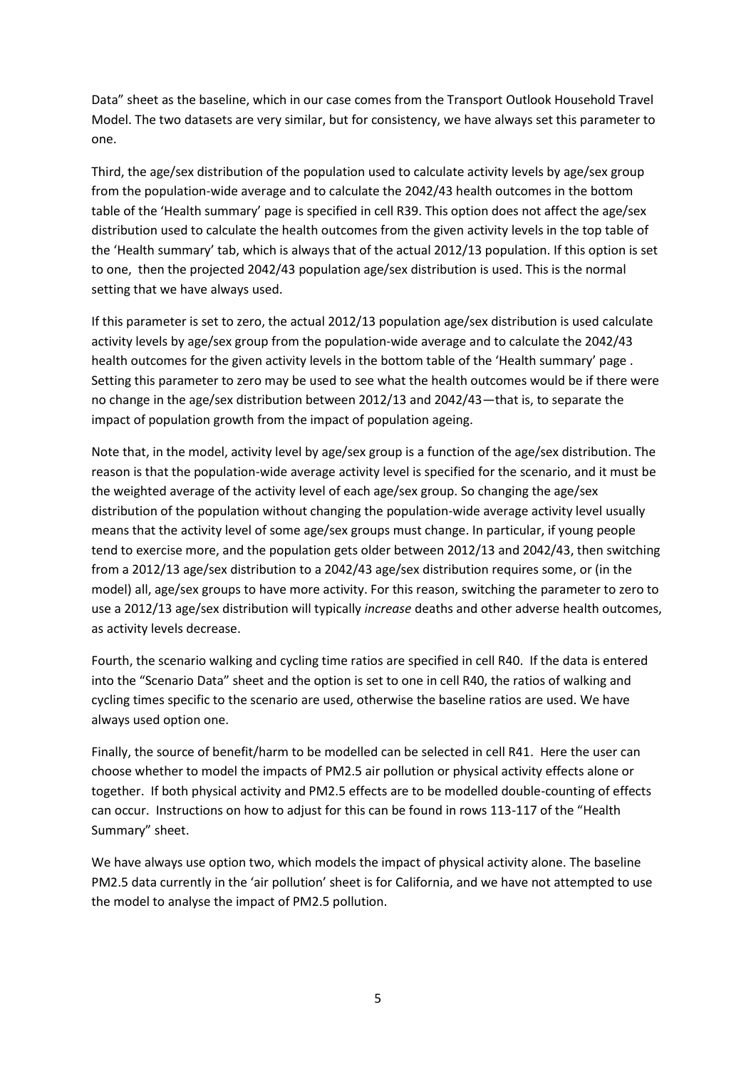Data" sheet as the baseline, which in our case comes from the Transport Outlook Household Travel Model. The two datasets are very similar, but for consistency, we have always set this parameter to one.

Third, the age/sex distribution of the population used to calculate activity levels by age/sex group from the population-wide average and to calculate the 2042/43 health outcomes in the bottom table of the 'Health summary' page is specified in cell R39. This option does not affect the age/sex distribution used to calculate the health outcomes from the given activity levels in the top table of the 'Health summary' tab, which is always that of the actual 2012/13 population. If this option is set to one, then the projected 2042/43 population age/sex distribution is used. This is the normal setting that we have always used.

If this parameter is set to zero, the actual 2012/13 population age/sex distribution is used calculate activity levels by age/sex group from the population-wide average and to calculate the 2042/43 health outcomes for the given activity levels in the bottom table of the 'Health summary' page . Setting this parameter to zero may be used to see what the health outcomes would be if there were no change in the age/sex distribution between 2012/13 and 2042/43—that is, to separate the impact of population growth from the impact of population ageing.

Note that, in the model, activity level by age/sex group is a function of the age/sex distribution. The reason is that the population-wide average activity level is specified for the scenario, and it must be the weighted average of the activity level of each age/sex group. So changing the age/sex distribution of the population without changing the population-wide average activity level usually means that the activity level of some age/sex groups must change. In particular, if young people tend to exercise more, and the population gets older between 2012/13 and 2042/43, then switching from a 2012/13 age/sex distribution to a 2042/43 age/sex distribution requires some, or (in the model) all, age/sex groups to have more activity. For this reason, switching the parameter to zero to use a 2012/13 age/sex distribution will typically *increase* deaths and other adverse health outcomes, as activity levels decrease.

Fourth, the scenario walking and cycling time ratios are specified in cell R40. If the data is entered into the "Scenario Data" sheet and the option is set to one in cell R40, the ratios of walking and cycling times specific to the scenario are used, otherwise the baseline ratios are used. We have always used option one.

Finally, the source of benefit/harm to be modelled can be selected in cell R41. Here the user can choose whether to model the impacts of PM2.5 air pollution or physical activity effects alone or together. If both physical activity and PM2.5 effects are to be modelled double-counting of effects can occur. Instructions on how to adjust for this can be found in rows 113-117 of the "Health Summary" sheet.

We have always use option two, which models the impact of physical activity alone. The baseline PM2.5 data currently in the 'air pollution' sheet is for California, and we have not attempted to use the model to analyse the impact of PM2.5 pollution.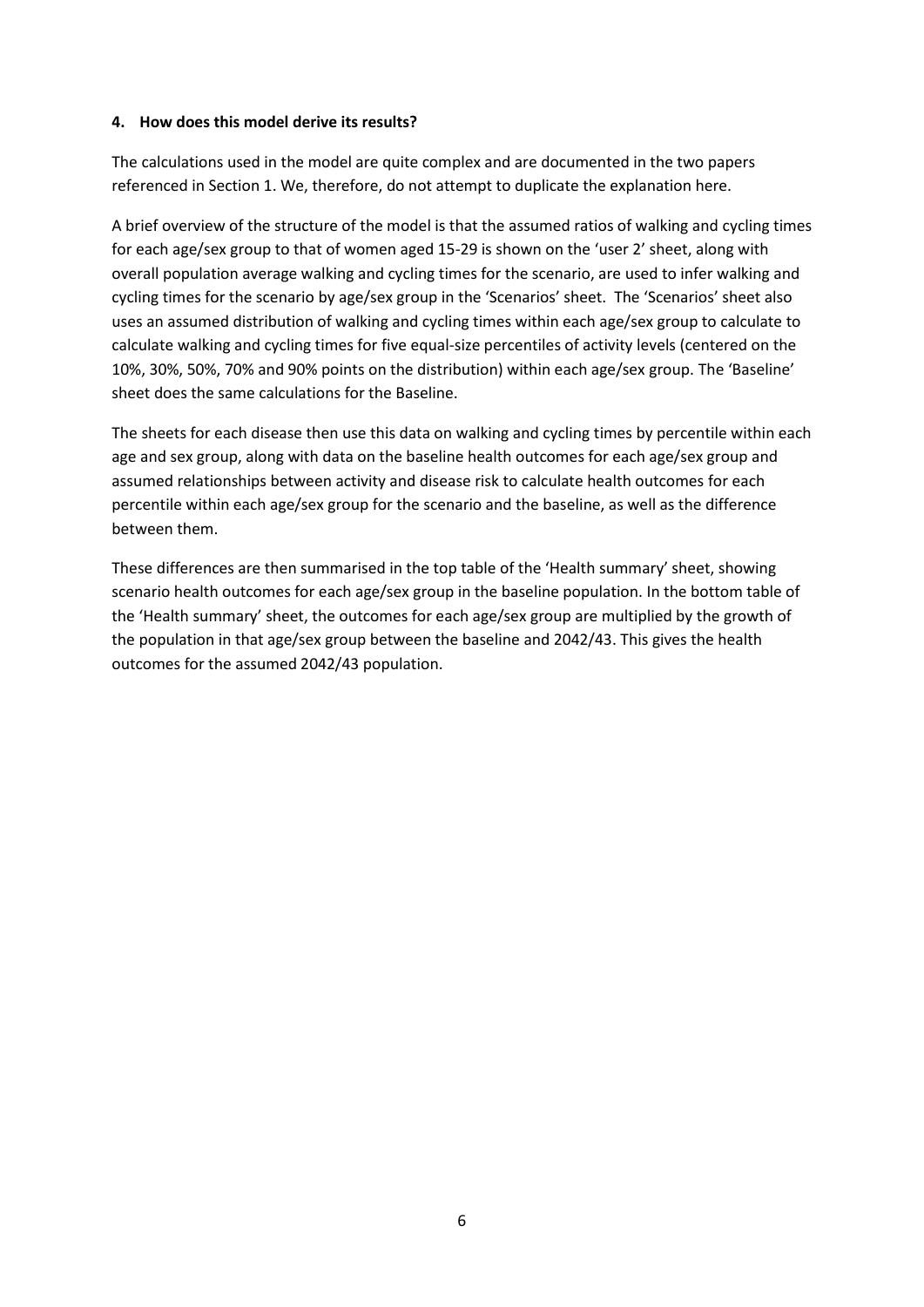#### 4. How does this model derive its results?

The calculations used in the model are quite complex and are documented in the two papers referenced in Section 1. We, therefore, do not attempt to duplicate the explanation here.

A brief overview of the structure of the model is that the assumed ratios of walking and cycling times for each age/sex group to that of women aged 15-29 is shown on the 'user 2' sheet, along with overall population average walking and cycling times for the scenario, are used to infer walking and cycling times for the scenario by age/sex group in the 'Scenarios' sheet. The 'Scenarios' sheet also uses an assumed distribution of walking and cycling times within each age/sex group to calculate to calculate walking and cycling times for five equal-size percentiles of activity levels (centered on the 10%, 30%, 50%, 70% and 90% points on the distribution) within each age/sex group. The 'Baseline' sheet does the same calculations for the Baseline.

The sheets for each disease then use this data on walking and cycling times by percentile within each age and sex group, along with data on the baseline health outcomes for each age/sex group and assumed relationships between activity and disease risk to calculate health outcomes for each percentile within each age/sex group for the scenario and the baseline, as well as the difference between them.

These differences are then summarised in the top table of the 'Health summary' sheet, showing scenario health outcomes for each age/sex group in the baseline population. In the bottom table of the 'Health summary' sheet, the outcomes for each age/sex group are multiplied by the growth of the population in that age/sex group between the baseline and 2042/43. This gives the health outcomes for the assumed 2042/43 population.